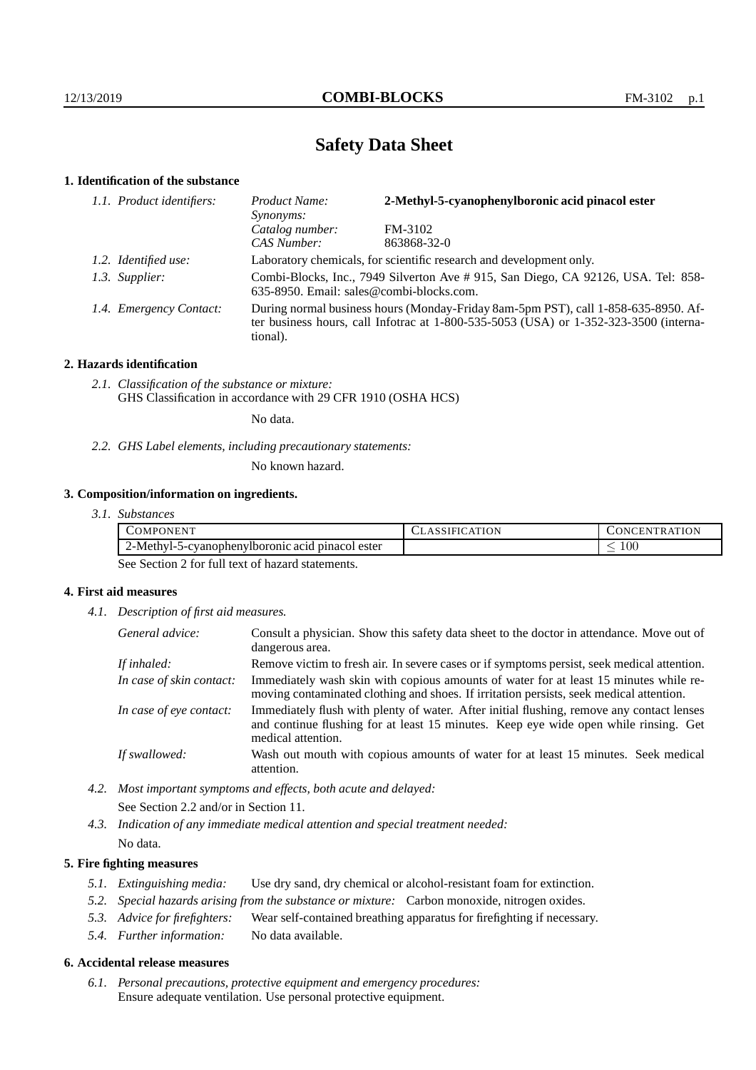# Safety Data Sheet

## 1. Identification of the substance

*1.1. Product identifiers:*

| | |
|---|---|
| *Product Name:* | **2-Methyl-5-cyanophenylboronic acid pinacol ester** |
| *Synonyms:* | |
| *Catalog number:* | FM-3102 |
| *CAS Number:* | 863868-32-0 |

*1.2. Identified use:* Laboratory chemicals, for scientific research and development only.

*1.3. Supplier:* Combi-Blocks, Inc., 7949 Silverton Ave # 915, San Diego, CA 92126, USA. Tel: 858-635-8950. Email: sales@combi-blocks.com.

*1.4. Emergency Contact:* During normal business hours (Monday-Friday 8am-5pm PST), call 1-858-635-8950. After business hours, call Infotrac at 1-800-535-5053 (USA) or 1-352-323-3500 (international).

## 2. Hazards identification

*2.1. Classification of the substance or mixture:*
GHS Classification in accordance with 29 CFR 1910 (OSHA HCS)

No data.

*2.2. GHS Label elements, including precautionary statements:*

No known hazard.

## 3. Composition/information on ingredients.

*3.1. Substances*

| COMPONENT | CLASSIFICATION | CONCENTRATION |
|---|---|---|
| 2-Methyl-5-cyanophenylboronic acid pinacol ester | | $\leq 100$ |

See Section 2 for full text of hazard statements.

## 4. First aid measures

*4.1. Description of first aid measures.*

*General advice:* Consult a physician. Show this safety data sheet to the doctor in attendance. Move out of dangerous area.

*If inhaled:* Remove victim to fresh air. In severe cases or if symptoms persist, seek medical attention.

*In case of skin contact:* Immediately wash skin with copious amounts of water for at least 15 minutes while removing contaminated clothing and shoes. If irritation persists, seek medical attention.

*In case of eye contact:* Immediately flush with plenty of water. After initial flushing, remove any contact lenses and continue flushing for at least 15 minutes. Keep eye wide open while rinsing. Get medical attention.

*If swallowed:* Wash out mouth with copious amounts of water for at least 15 minutes. Seek medical attention.

*4.2. Most important symptoms and effects, both acute and delayed:*

See Section 2.2 and/or in Section 11.

*4.3. Indication of any immediate medical attention and special treatment needed:*

No data.

## 5. Fire fighting measures

*5.1. Extinguishing media:* Use dry sand, dry chemical or alcohol-resistant foam for extinction.

*5.2. Special hazards arising from the substance or mixture:* Carbon monoxide, nitrogen oxides.

*5.3. Advice for firefighters:* Wear self-contained breathing apparatus for firefighting if necessary.

*5.4. Further information:* No data available.

## 6. Accidental release measures

*6.1. Personal precautions, protective equipment and emergency procedures:*
Ensure adequate ventilation. Use personal protective equipment.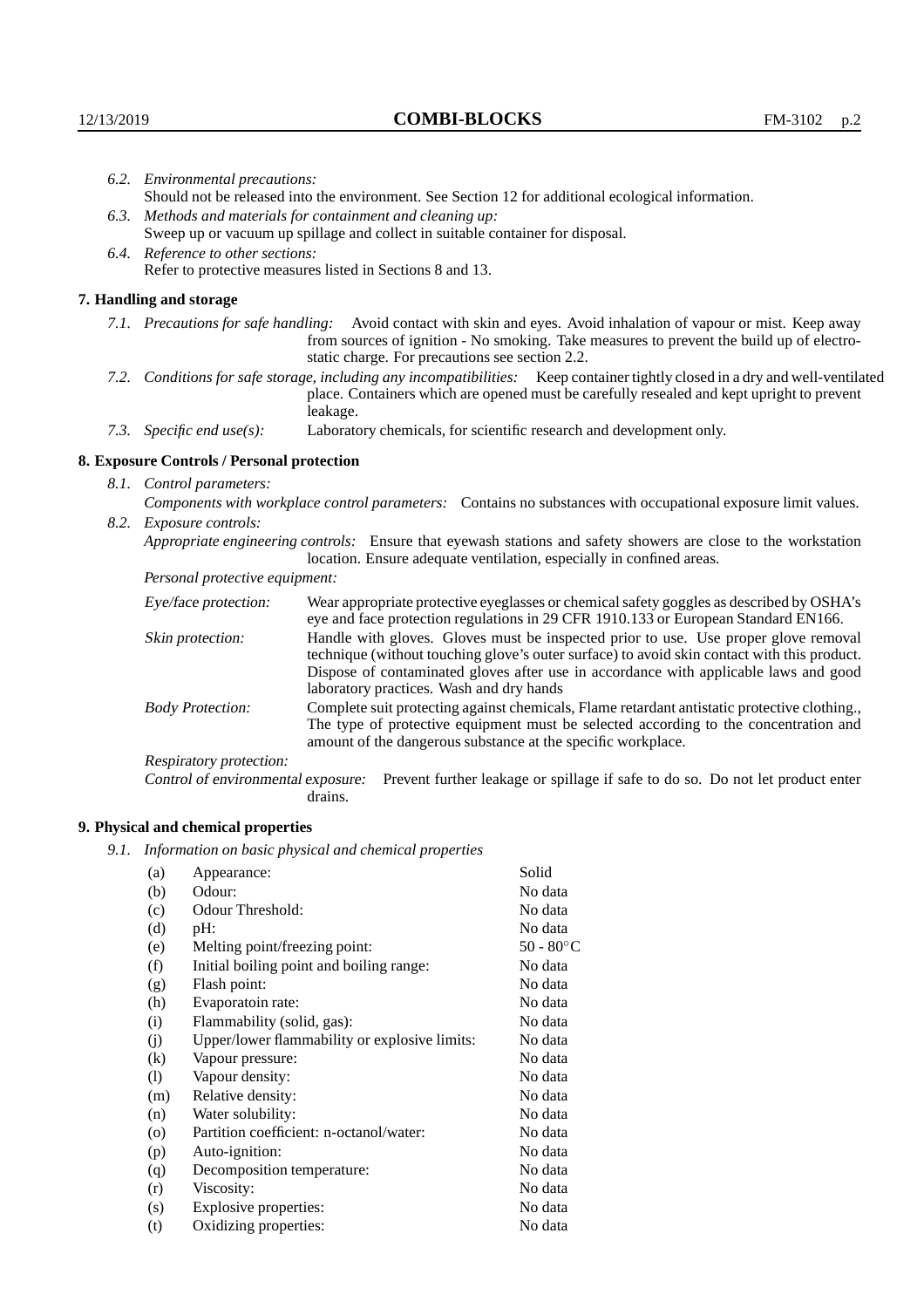*6.2. Environmental precautions:*
Should not be released into the environment. See Section 12 for additional ecological information.

*6.3. Methods and materials for containment and cleaning up:*
Sweep up or vacuum up spillage and collect in suitable container for disposal.

*6.4. Reference to other sections:*
Refer to protective measures listed in Sections 8 and 13.

## 7. Handling and storage

*7.1. Precautions for safe handling:* Avoid contact with skin and eyes. Avoid inhalation of vapour or mist. Keep away from sources of ignition - No smoking. Take measures to prevent the build up of electrostatic charge. For precautions see section 2.2.

*7.2. Conditions for safe storage, including any incompatibilities:* Keep container tightly closed in a dry and well-ventilated place. Containers which are opened must be carefully resealed and kept upright to prevent leakage.

*7.3. Specific end use(s):* Laboratory chemicals, for scientific research and development only.

## 8. Exposure Controls / Personal protection

*8.1. Control parameters:*
*Components with workplace control parameters:* Contains no substances with occupational exposure limit values.

*8.2. Exposure controls:*
*Appropriate engineering controls:* Ensure that eyewash stations and safety showers are close to the workstation location. Ensure adequate ventilation, especially in confined areas.

*Personal protective equipment:*

*Eye/face protection:* Wear appropriate protective eyeglasses or chemical safety goggles as described by OSHA's eye and face protection regulations in 29 CFR 1910.133 or European Standard EN166.

*Skin protection:* Handle with gloves. Gloves must be inspected prior to use. Use proper glove removal technique (without touching glove's outer surface) to avoid skin contact with this product. Dispose of contaminated gloves after use in accordance with applicable laws and good laboratory practices. Wash and dry hands

*Body Protection:* Complete suit protecting against chemicals, Flame retardant antistatic protective clothing., The type of protective equipment must be selected according to the concentration and amount of the dangerous substance at the specific workplace.

*Respiratory protection:*

*Control of environmental exposure:* Prevent further leakage or spillage if safe to do so. Do not let product enter drains.

## 9. Physical and chemical properties

*9.1. Information on basic physical and chemical properties*

| | | |
|---|---|---|
| (a) | Appearance: | Solid |
| (b) | Odour: | No data |
| (c) | Odour Threshold: | No data |
| (d) | pH: | No data |
| (e) | Melting point/freezing point: | 50 - 80°C |
| (f) | Initial boiling point and boiling range: | No data |
| (g) | Flash point: | No data |
| (h) | Evaporatoin rate: | No data |
| (i) | Flammability (solid, gas): | No data |
| (j) | Upper/lower flammability or explosive limits: | No data |
| (k) | Vapour pressure: | No data |
| (l) | Vapour density: | No data |
| (m) | Relative density: | No data |
| (n) | Water solubility: | No data |
| (o) | Partition coefficient: n-octanol/water: | No data |
| (p) | Auto-ignition: | No data |
| (q) | Decomposition temperature: | No data |
| (r) | Viscosity: | No data |
| (s) | Explosive properties: | No data |
| (t) | Oxidizing properties: | No data |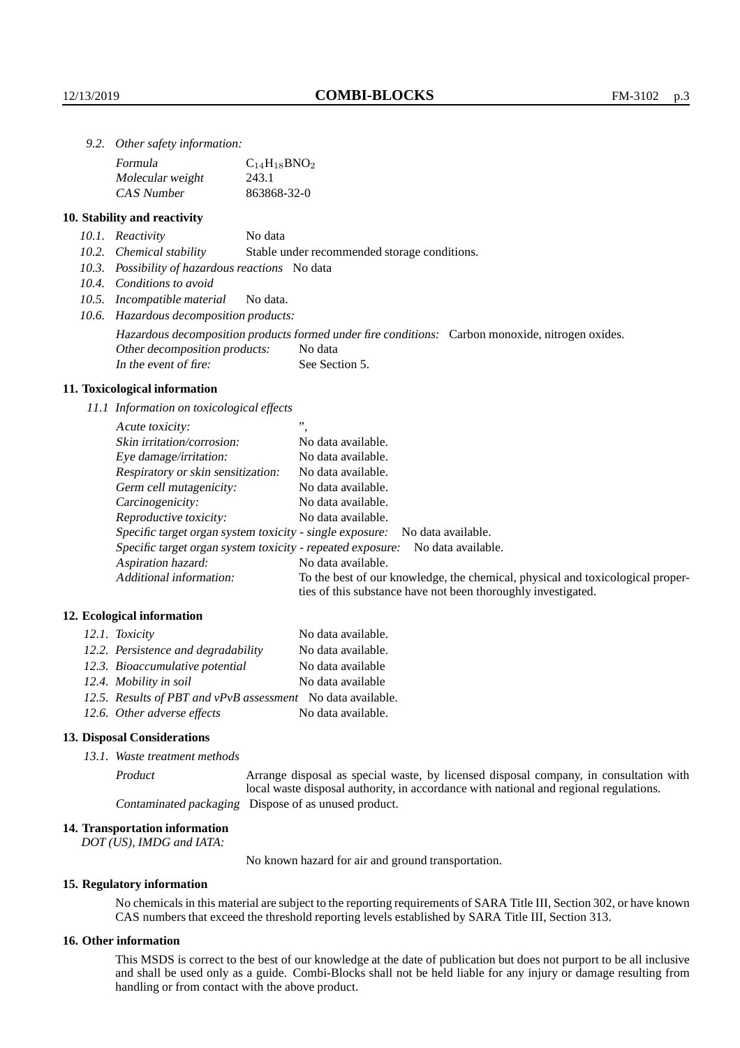*9.2. Other safety information:*

| | |
|---|---|
| *Formula* | $C_{14}H_{18}BNO_2$ |
| *Molecular weight* | 243.1 |
| *CAS Number* | 863868-32-0 |

### 10. Stability and reactivity

*10.1. Reactivity* No data

*10.2. Chemical stability* Stable under recommended storage conditions.

*10.3. Possibility of hazardous reactions* No data

*10.4. Conditions to avoid*

*10.5. Incompatible material* No data.

*10.6. Hazardous decomposition products:*

*Hazardous decomposition products formed under fire conditions:* Carbon monoxide, nitrogen oxides.

*Other decomposition products:* No data

*In the event of fire:* See Section 5.

### 11. Toxicological information

*11.1 Information on toxicological effects*

| | |
|---|---|
| *Acute toxicity:* | ", |
| *Skin irritation/corrosion:* | No data available. |
| *Eye damage/irritation:* | No data available. |
| *Respiratory or skin sensitization:* | No data available. |
| *Germ cell mutagenicity:* | No data available. |
| *Carcinogenicity:* | No data available. |
| *Reproductive toxicity:* | No data available. |
| *Specific target organ system toxicity - single exposure:* | No data available. |
| *Specific target organ system toxicity - repeated exposure:* | No data available. |
| *Aspiration hazard:* | No data available. |
| *Additional information:* | To the best of our knowledge, the chemical, physical and toxicological properties of this substance have not been thoroughly investigated. |

### 12. Ecological information

| | |
|---|---|
| *12.1. Toxicity* | No data available. |
| *12.2. Persistence and degradability* | No data available. |
| *12.3. Bioaccumulative potential* | No data available |
| *12.4. Mobility in soil* | No data available |
| *12.5. Results of PBT and vPvB assessment* | No data available. |
| *12.6. Other adverse effects* | No data available. |

### 13. Disposal Considerations

*13.1. Waste treatment methods*

*Product* Arrange disposal as special waste, by licensed disposal company, in consultation with local waste disposal authority, in accordance with national and regional regulations.

*Contaminated packaging* Dispose of as unused product.

### 14. Transportation information

*DOT (US), IMDG and IATA:*

No known hazard for air and ground transportation.

### 15. Regulatory information

No chemicals in this material are subject to the reporting requirements of SARA Title III, Section 302, or have known CAS numbers that exceed the threshold reporting levels established by SARA Title III, Section 313.

### 16. Other information

This MSDS is correct to the best of our knowledge at the date of publication but does not purport to be all inclusive and shall be used only as a guide. Combi-Blocks shall not be held liable for any injury or damage resulting from handling or from contact with the above product.